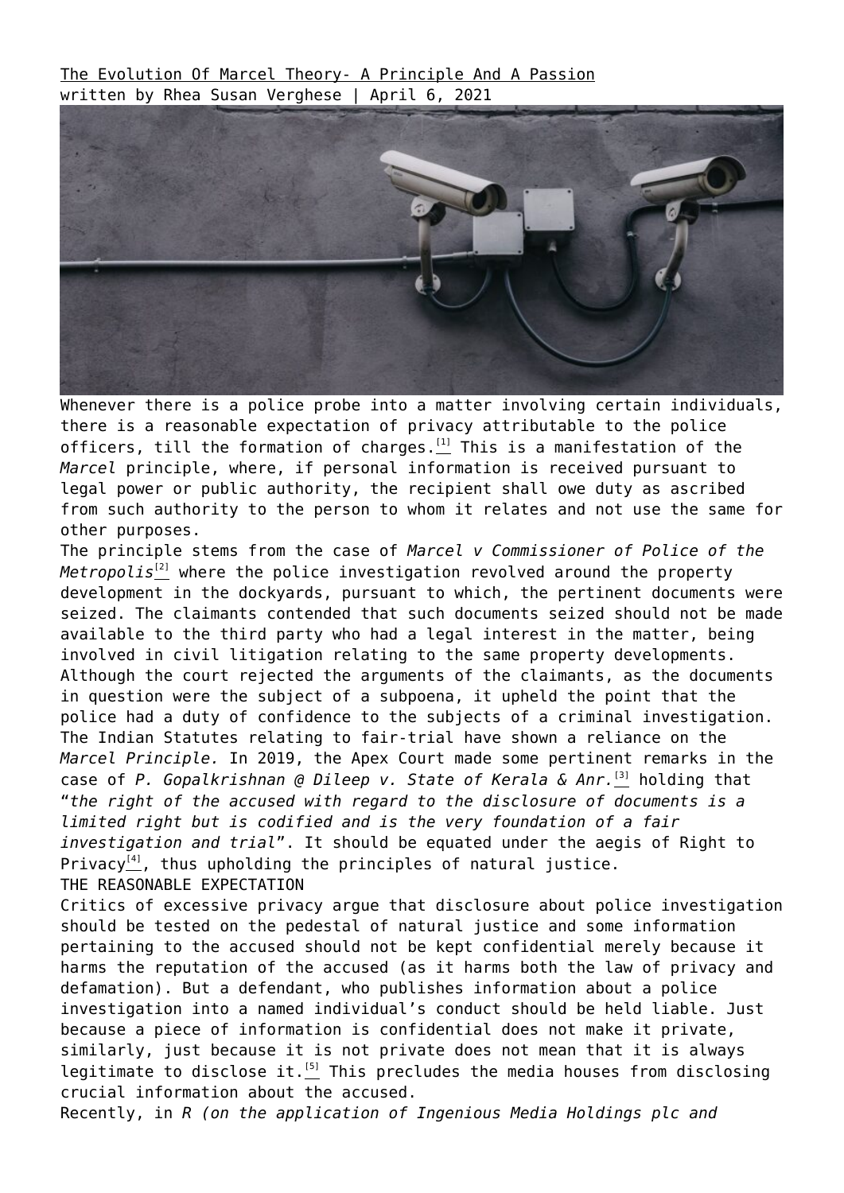The Evolution Of Marcel Theory- A Principle And A Passion

written by Rhea Susan Verghese | April 6, 2021

Whenever there is a police probe into a matter involving certain individuals, there is a reasonable expectation of privacy attributable to the police officers, till the formation of charges.[1] This is a manifestation of the *Marcel* principle, where, if personal information is received pursuant to legal power or public authority, the recipient shall owe duty as ascribed from such authority to the person to whom it relates and not use the same for other purposes.

The principle stems from the case of *Marcel v Commissioner of Police of the Metropolis*[2] where the police investigation revolved around the property development in the dockyards, pursuant to which, the pertinent documents were seized. The claimants contended that such documents seized should not be made available to the third party who had a legal interest in the matter, being involved in civil litigation relating to the same property developments. Although the court rejected the arguments of the claimants, as the documents in question were the subject of a subpoena, it upheld the point that the police had a duty of confidence to the subjects of a criminal investigation.

The Indian Statutes relating to fair-trial have shown a reliance on the *Marcel Principle.* In 2019, the Apex Court made some pertinent remarks in the case of *P. Gopalkrishnan @ Dileep v. State of Kerala & Anr.*[3] holding that "*the right of the accused with regard to the disclosure of documents is a limited right but is codified and is the very foundation of a fair investigation and trial*". It should be equated under the aegis of Right to Privacy[4], thus upholding the principles of natural justice.

## THE REASONABLE EXPECTATION

Critics of excessive privacy argue that disclosure about police investigation should be tested on the pedestal of natural justice and some information pertaining to the accused should not be kept confidential merely because it harms the reputation of the accused (as it harms both the law of privacy and defamation). But a defendant, who publishes information about a police investigation into a named individual's conduct should be held liable. Just because a piece of information is confidential does not make it private, similarly, just because it is not private does not mean that it is always legitimate to disclose it.[5] This precludes the media houses from disclosing crucial information about the accused.

Recently, in *R (on the application of Ingenious Media Holdings plc and*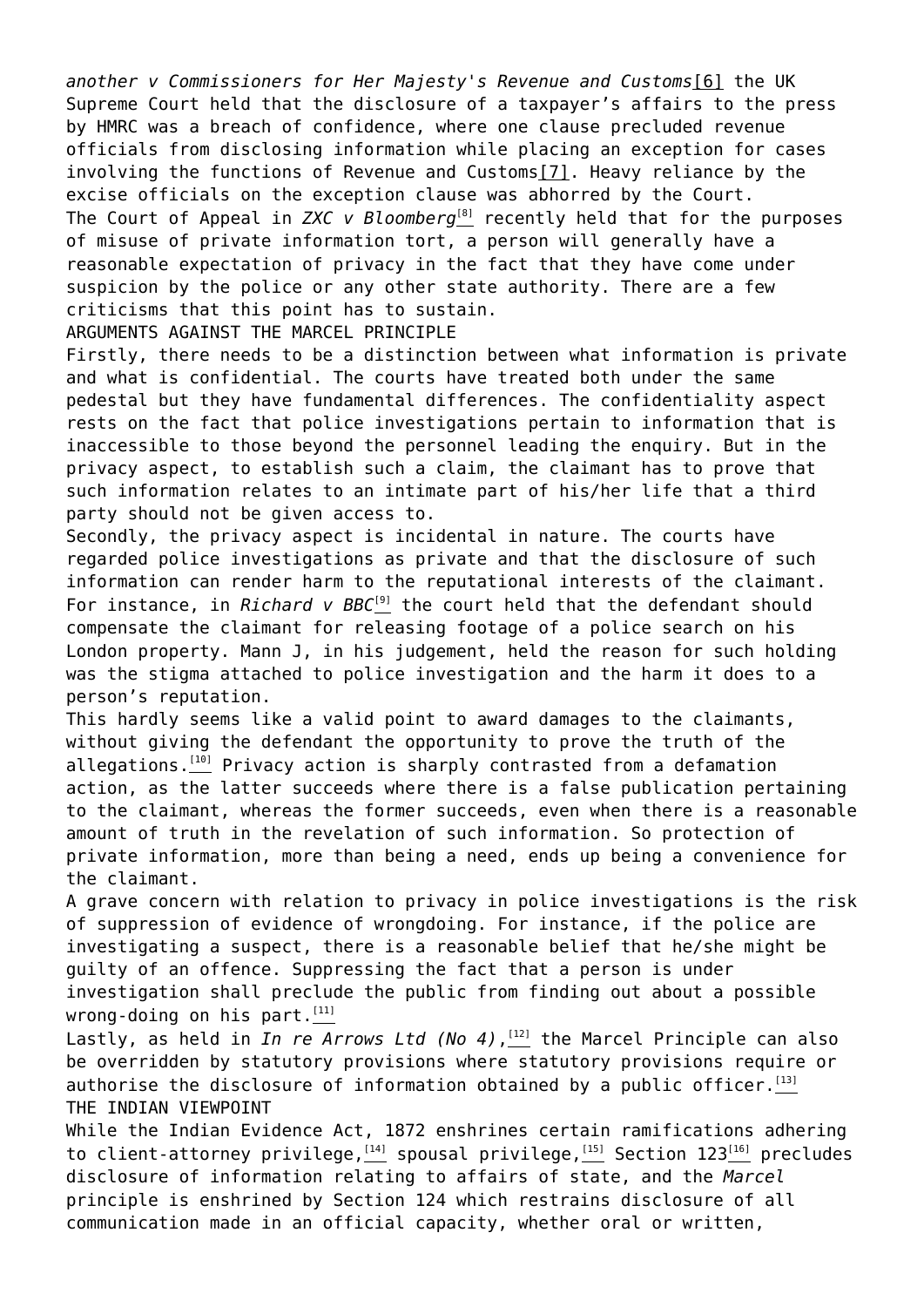*another v Commissioners for Her Majesty's Revenue and Customs*[6] the UK Supreme Court held that the disclosure of a taxpayer's affairs to the press by HMRC was a breach of confidence, where one clause precluded revenue officials from disclosing information while placing an exception for cases involving the functions of Revenue and Customs[7]. Heavy reliance by the excise officials on the exception clause was abhorred by the Court.

The Court of Appeal in *ZXC v Bloomberg*[8] recently held that for the purposes of misuse of private information tort, a person will generally have a reasonable expectation of privacy in the fact that they have come under suspicion by the police or any other state authority. There are a few criticisms that this point has to sustain.

## ARGUMENTS AGAINST THE MARCEL PRINCIPLE

Firstly, there needs to be a distinction between what information is private and what is confidential. The courts have treated both under the same pedestal but they have fundamental differences. The confidentiality aspect rests on the fact that police investigations pertain to information that is inaccessible to those beyond the personnel leading the enquiry. But in the privacy aspect, to establish such a claim, the claimant has to prove that such information relates to an intimate part of his/her life that a third party should not be given access to.

Secondly, the privacy aspect is incidental in nature. The courts have regarded police investigations as private and that the disclosure of such information can render harm to the reputational interests of the claimant. For instance, in *Richard v BBC*[9] the court held that the defendant should compensate the claimant for releasing footage of a police search on his London property. Mann J, in his judgement, held the reason for such holding was the stigma attached to police investigation and the harm it does to a person's reputation.

This hardly seems like a valid point to award damages to the claimants, without giving the defendant the opportunity to prove the truth of the allegations.[10] Privacy action is sharply contrasted from a defamation action, as the latter succeeds where there is a false publication pertaining to the claimant, whereas the former succeeds, even when there is a reasonable amount of truth in the revelation of such information. So protection of private information, more than being a need, ends up being a convenience for the claimant.

A grave concern with relation to privacy in police investigations is the risk of suppression of evidence of wrongdoing. For instance, if the police are investigating a suspect, there is a reasonable belief that he/she might be guilty of an offence. Suppressing the fact that a person is under investigation shall preclude the public from finding out about a possible wrong-doing on his part.[11]

Lastly, as held in *In re Arrows Ltd (No 4)*,[12] the Marcel Principle can also be overridden by statutory provisions where statutory provisions require or authorise the disclosure of information obtained by a public officer.[13]

## THE INDIAN VIEWPOINT

While the Indian Evidence Act, 1872 enshrines certain ramifications adhering to client-attorney privilege,[14] spousal privilege,[15] Section 123[16] precludes disclosure of information relating to affairs of state, and the *Marcel* principle is enshrined by Section 124 which restrains disclosure of all communication made in an official capacity, whether oral or written,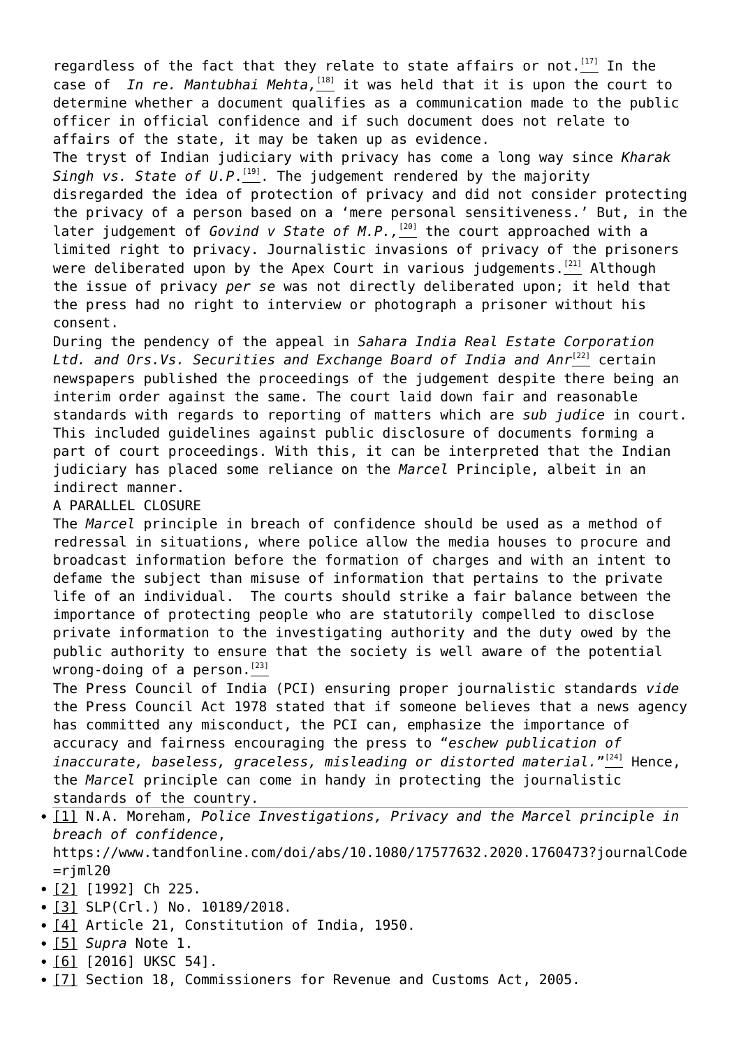regardless of the fact that they relate to state affairs or not.[17] In the case of *In re. Mantubhai Mehta,*[18] it was held that it is upon the court to determine whether a document qualifies as a communication made to the public officer in official confidence and if such document does not relate to affairs of the state, it may be taken up as evidence.

The tryst of Indian judiciary with privacy has come a long way since *Kharak Singh vs. State of U.P.*[19]. The judgement rendered by the majority disregarded the idea of protection of privacy and did not consider protecting the privacy of a person based on a 'mere personal sensitiveness.' But, in the later judgement of *Govind v State of M.P.,*[20] the court approached with a limited right to privacy. Journalistic invasions of privacy of the prisoners were deliberated upon by the Apex Court in various judgements.[21] Although the issue of privacy *per se* was not directly deliberated upon; it held that the press had no right to interview or photograph a prisoner without his consent.

During the pendency of the appeal in *Sahara India Real Estate Corporation Ltd. and Ors.Vs. Securities and Exchange Board of India and Anr*[22] certain newspapers published the proceedings of the judgement despite there being an interim order against the same. The court laid down fair and reasonable standards with regards to reporting of matters which are *sub judice* in court. This included guidelines against public disclosure of documents forming a part of court proceedings. With this, it can be interpreted that the Indian judiciary has placed some reliance on the *Marcel* Principle, albeit in an indirect manner.

## A PARALLEL CLOSURE

The *Marcel* principle in breach of confidence should be used as a method of redressal in situations, where police allow the media houses to procure and broadcast information before the formation of charges and with an intent to defame the subject than misuse of information that pertains to the private life of an individual. The courts should strike a fair balance between the importance of protecting people who are statutorily compelled to disclose private information to the investigating authority and the duty owed by the public authority to ensure that the society is well aware of the potential wrong-doing of a person.[23]

The Press Council of India (PCI) ensuring proper journalistic standards *vide* the Press Council Act 1978 stated that if someone believes that a news agency has committed any misconduct, the PCI can, emphasize the importance of accuracy and fairness encouraging the press to "*eschew publication of inaccurate, baseless, graceless, misleading or distorted material.*"[24] Hence, the *Marcel* principle can come in handy in protecting the journalistic standards of the country.

- [1] N.A. Moreham, *Police Investigations, Privacy and the Marcel principle in breach of confidence*, https://www.tandfonline.com/doi/abs/10.1080/17577632.2020.1760473?journalCode=rjml20
- [2] [1992] Ch 225.
- [3] SLP(Crl.) No. 10189/2018.
- [4] Article 21, Constitution of India, 1950.
- [5] *Supra* Note 1.
- [6] [2016] UKSC 54].
- [7] Section 18, Commissioners for Revenue and Customs Act, 2005.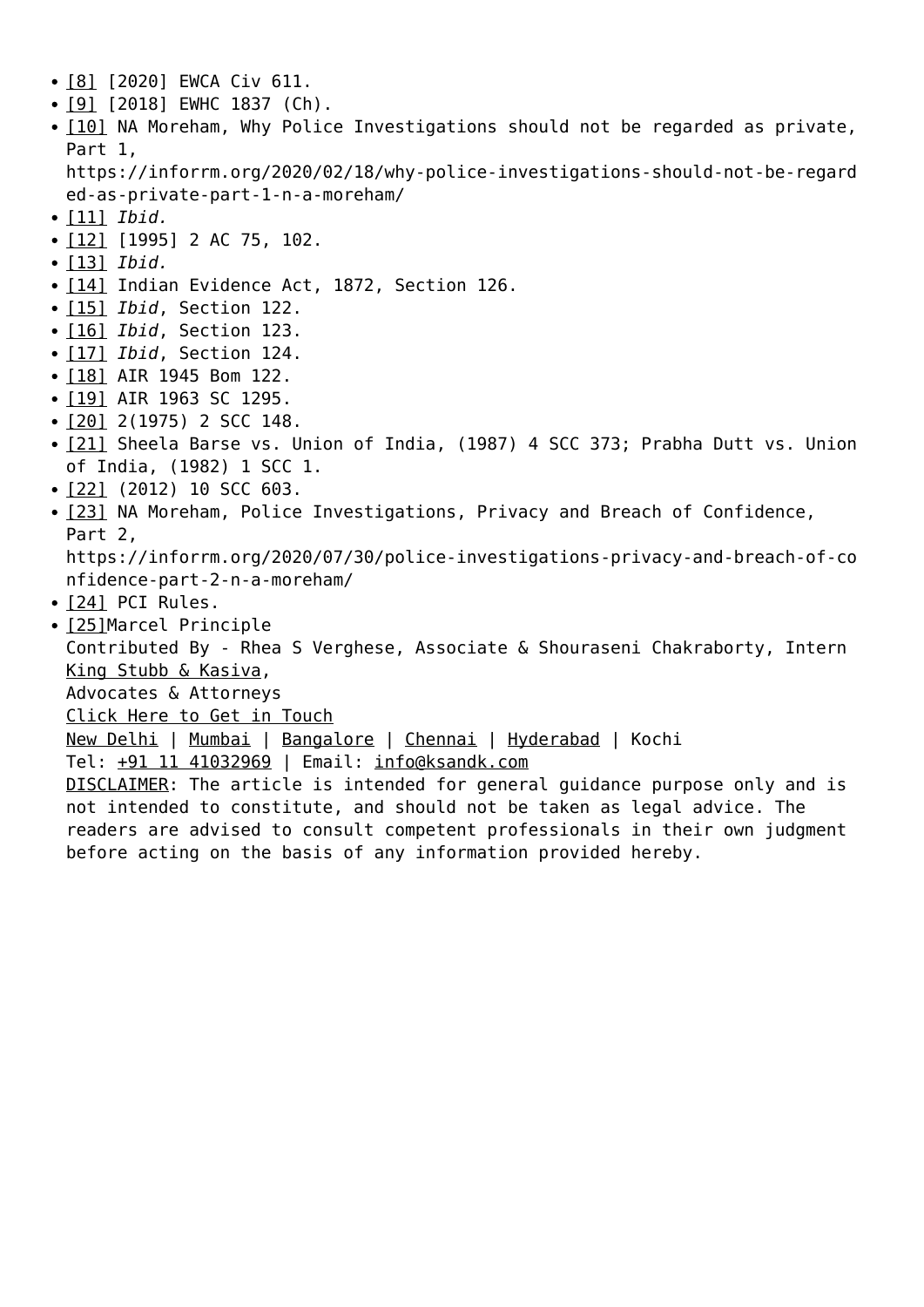- [8] [2020] EWCA Civ 611.
- [9] [2018] EWHC 1837 (Ch).
- [10] NA Moreham, Why Police Investigations should not be regarded as private, Part 1, https://inforrm.org/2020/02/18/why-police-investigations-should-not-be-regarded-as-private-part-1-n-a-moreham/
- [11] *Ibid.*
- [12] [1995] 2 AC 75, 102.
- [13] *Ibid.*
- [14] Indian Evidence Act, 1872, Section 126.
- [15] *Ibid*, Section 122.
- [16] *Ibid*, Section 123.
- [17] *Ibid*, Section 124.
- [18] AIR 1945 Bom 122.
- [19] AIR 1963 SC 1295.
- [20] 2(1975) 2 SCC 148.
- [21] Sheela Barse vs. Union of India, (1987) 4 SCC 373; Prabha Dutt vs. Union of India, (1982) 1 SCC 1.
- [22] (2012) 10 SCC 603.
- [23] NA Moreham, Police Investigations, Privacy and Breach of Confidence, Part 2, https://inforrm.org/2020/07/30/police-investigations-privacy-and-breach-of-confidence-part-2-n-a-moreham/
- [24] PCI Rules.
- [25]Marcel Principle

  Contributed By - Rhea S Verghese, Associate & Shouraseni Chakraborty, Intern
  King Stubb & Kasiva,
  Advocates & Attorneys
  Click Here to Get in Touch
  New Delhi | Mumbai | Bangalore | Chennai | Hyderabad | Kochi
  Tel: +91 11 41032969 | Email: info@ksandk.com
  DISCLAIMER: The article is intended for general guidance purpose only and is not intended to constitute, and should not be taken as legal advice. The readers are advised to consult competent professionals in their own judgment before acting on the basis of any information provided hereby.